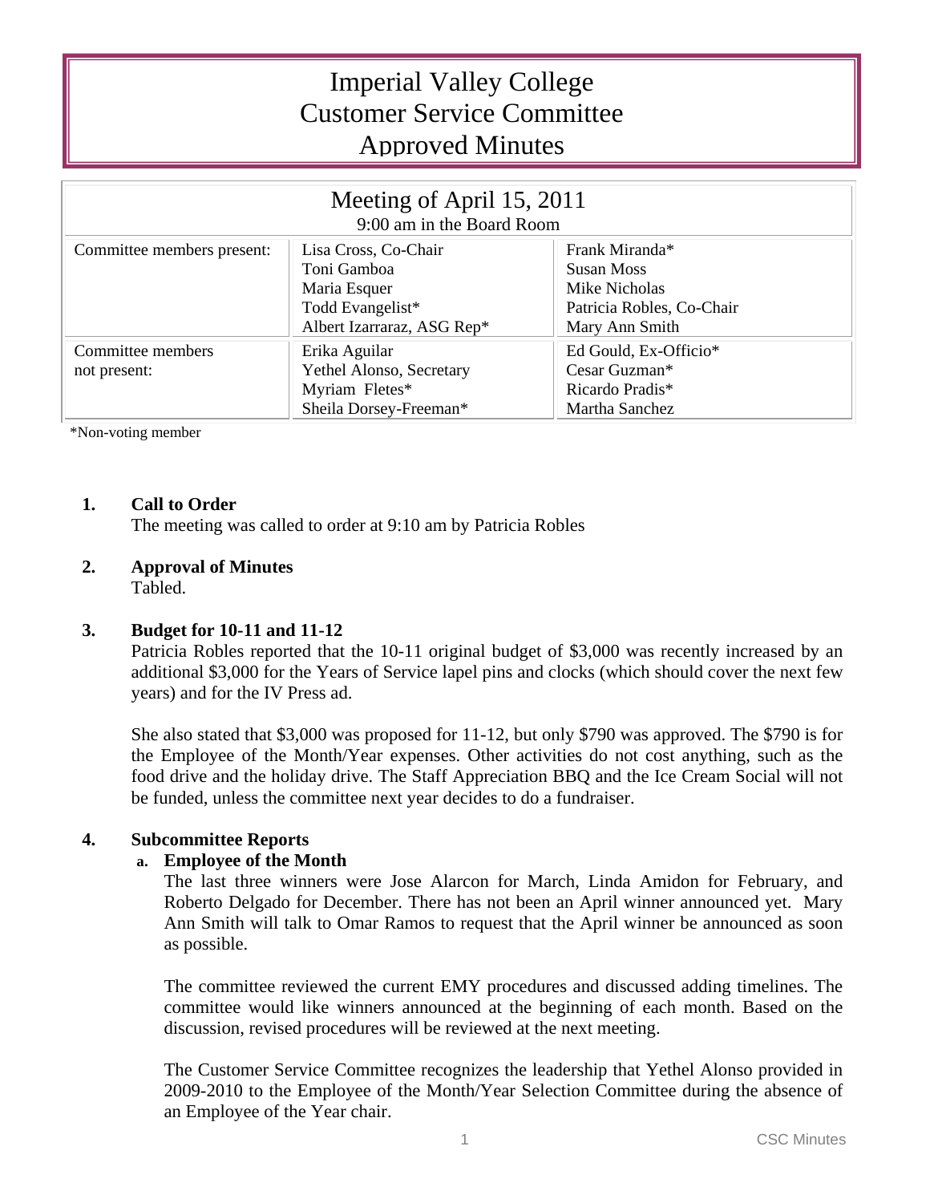# Imperial Valley College
# Customer Service Committee
# Approved Minutes

| Meeting of April 15, 2011<br>9:00 am in the Board Room | | |
|---|---|---|
| Committee members present: | Lisa Cross, Co-Chair<br>Toni Gamboa<br>Maria Esquer<br>Todd Evangelist*<br>Albert Izarraraz, ASG Rep* | Frank Miranda*<br>Susan Moss<br>Mike Nicholas<br>Patricia Robles, Co-Chair<br>Mary Ann Smith |
| Committee members not present: | Erika Aguilar<br>Yethel Alonso, Secretary<br>Myriam Fletes*<br>Sheila Dorsey-Freeman* | Ed Gould, Ex-Officio*<br>Cesar Guzman*<br>Ricardo Pradis*<br>Martha Sanchez |

*Non-voting member

1. **Call to Order**
   The meeting was called to order at 9:10 am by Patricia Robles

2. **Approval of Minutes**
   Tabled.

3. **Budget for 10-11 and 11-12**
   Patricia Robles reported that the 10-11 original budget of $3,000 was recently increased by an additional $3,000 for the Years of Service lapel pins and clocks (which should cover the next few years) and for the IV Press ad.

   She also stated that $3,000 was proposed for 11-12, but only $790 was approved. The $790 is for the Employee of the Month/Year expenses. Other activities do not cost anything, such as the food drive and the holiday drive. The Staff Appreciation BBQ and the Ice Cream Social will not be funded, unless the committee next year decides to do a fundraiser.

4. **Subcommittee Reports**
   a. **Employee of the Month**
   The last three winners were Jose Alarcon for March, Linda Amidon for February, and Roberto Delgado for December. There has not been an April winner announced yet. Mary Ann Smith will talk to Omar Ramos to request that the April winner be announced as soon as possible.

   The committee reviewed the current EMY procedures and discussed adding timelines. The committee would like winners announced at the beginning of each month. Based on the discussion, revised procedures will be reviewed at the next meeting.

   The Customer Service Committee recognizes the leadership that Yethel Alonso provided in 2009-2010 to the Employee of the Month/Year Selection Committee during the absence of an Employee of the Year chair.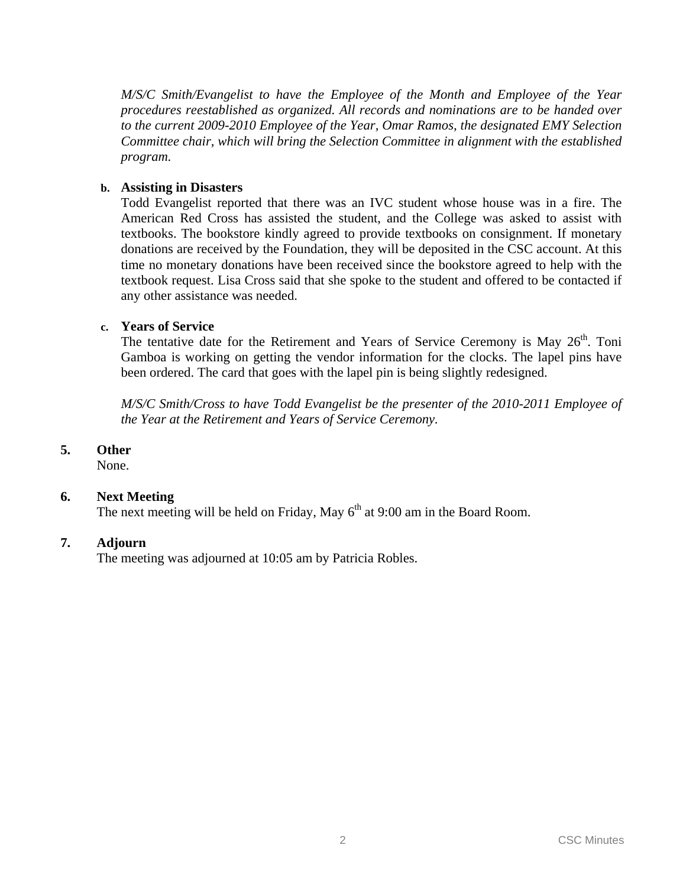*M/S/C Smith/Evangelist to have the Employee of the Month and Employee of the Year procedures reestablished as organized. All records and nominations are to be handed over to the current 2009-2010 Employee of the Year, Omar Ramos, the designated EMY Selection Committee chair, which will bring the Selection Committee in alignment with the established program.*

**b. Assisting in Disasters**

Todd Evangelist reported that there was an IVC student whose house was in a fire. The American Red Cross has assisted the student, and the College was asked to assist with textbooks. The bookstore kindly agreed to provide textbooks on consignment. If monetary donations are received by the Foundation, they will be deposited in the CSC account. At this time no monetary donations have been received since the bookstore agreed to help with the textbook request. Lisa Cross said that she spoke to the student and offered to be contacted if any other assistance was needed.

**c. Years of Service**

The tentative date for the Retirement and Years of Service Ceremony is May 26th. Toni Gamboa is working on getting the vendor information for the clocks. The lapel pins have been ordered. The card that goes with the lapel pin is being slightly redesigned.

*M/S/C Smith/Cross to have Todd Evangelist be the presenter of the 2010-2011 Employee of the Year at the Retirement and Years of Service Ceremony.*

## 5. Other

None.

## 6. Next Meeting

The next meeting will be held on Friday, May 6th at 9:00 am in the Board Room.

## 7. Adjourn

The meeting was adjourned at 10:05 am by Patricia Robles.